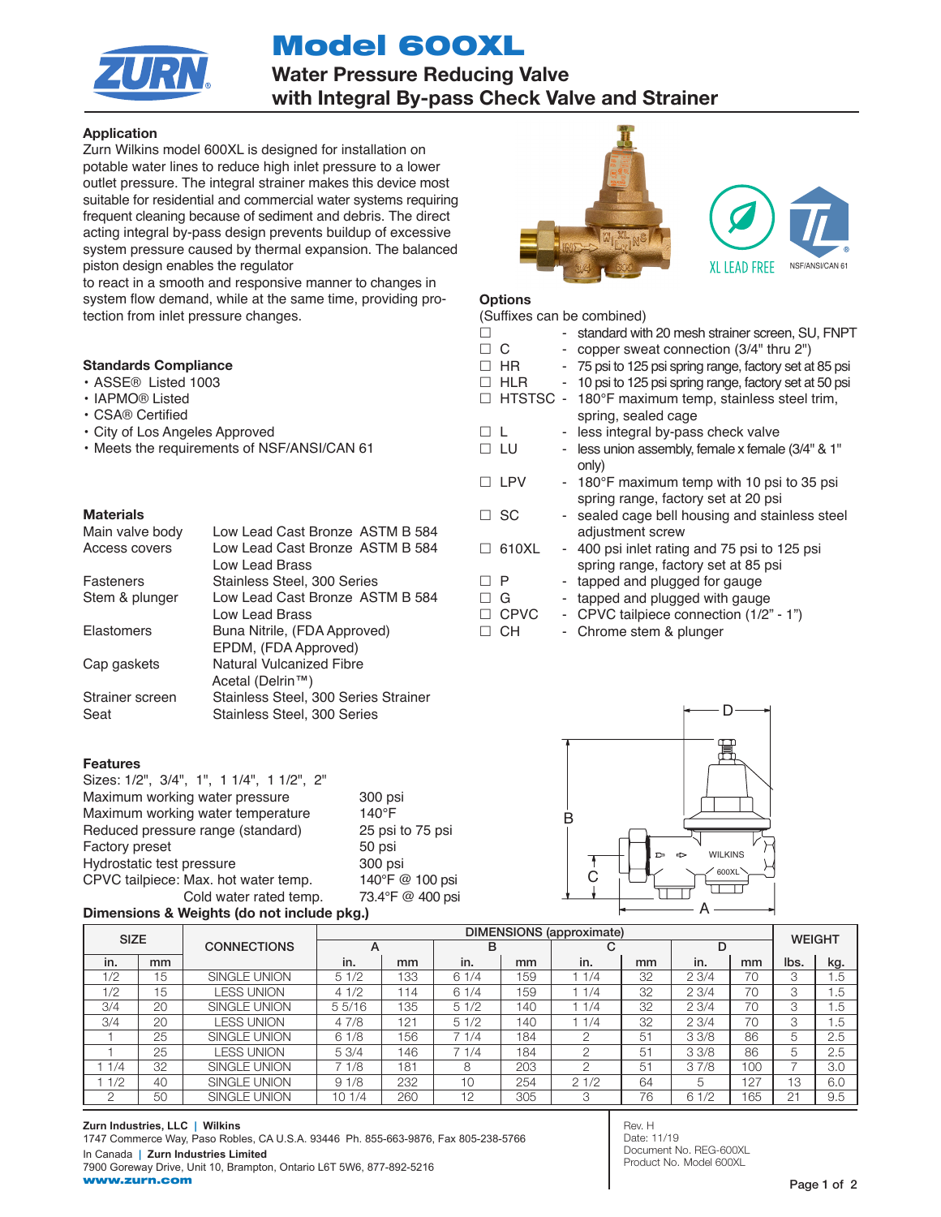# Model 600XL

## Water Pressure Reducing Valve with Integral By-pass Check Valve and Strainer

### Application

Zurn Wilkins model 600XL is designed for installation on potable water lines to reduce high inlet pressure to a lower outlet pressure. The integral strainer makes this device most suitable for residential and commercial water systems requiring frequent cleaning because of sediment and debris. The direct acting integral by-pass design prevents buildup of excessive system pressure caused by thermal expansion. The balanced piston design enables the regulator to react in a smooth and responsive manner to changes in system flow demand, while at the same time, providing protection from inlet pressure changes.

### Standards Compliance

- ASSE® Listed 1003
- IAPMO® Listed
- CSA® Certified
- City of Los Angeles Approved
- Meets the requirements of NSF/ANSI/CAN 61

### Materials

| | |
|---|---|
| Main valve body | Low Lead Cast Bronze ASTM B 584 |
| Access covers | Low Lead Cast Bronze ASTM B 584 Low Lead Brass |
| Fasteners | Stainless Steel, 300 Series |
| Stem & plunger | Low Lead Cast Bronze ASTM B 584 Low Lead Brass |
| Elastomers | Buna Nitrile, (FDA Approved) EPDM, (FDA Approved) |
| Cap gaskets | Natural Vulcanized Fibre Acetal (Delrin™) |
| Strainer screen | Stainless Steel, 300 Series Strainer |
| Seat | Stainless Steel, 300 Series |

### Features

Sizes: 1/2", 3/4", 1", 1 1/4", 1 1/2", 2"

| | |
|---|---|
| Maximum working water pressure | 300 psi |
| Maximum working water temperature | 140°F |
| Reduced pressure range (standard) | 25 psi to 75 psi |
| Factory preset | 50 psi |
| Hydrostatic test pressure | 300 psi |
| CPVC tailpiece: Max. hot water temp. | 140°F @ 100 psi |
| Cold water rated temp. | 73.4°F @ 400 psi |

XL LEAD FREE

NSF/ANSI/CAN 61

### Options

(Suffixes can be combined)

- ☐ - standard with 20 mesh strainer screen, SU, FNPT
- ☐ C - copper sweat connection (3/4" thru 2")
- ☐ HR - 75 psi to 125 psi spring range, factory set at 85 psi
- ☐ HLR - 10 psi to 125 psi spring range, factory set at 50 psi
- ☐ HTSTSC - 180°F maximum temp, stainless steel trim, spring, sealed cage
- ☐ L - less integral by-pass check valve
- ☐ LU - less union assembly, female x female (3/4" & 1" only)
- ☐ LPV - 180°F maximum temp with 10 psi to 35 psi spring range, factory set at 20 psi
- ☐ SC - sealed cage bell housing and stainless steel adjustment screw
- ☐ 610XL - 400 psi inlet rating and 75 psi to 125 psi spring range, factory set at 85 psi
- ☐ P - tapped and plugged for gauge
- ☐ G - tapped and plugged with gauge
- ☐ CPVC - CPVC tailpiece connection (1/2" - 1")
- ☐ CH - Chrome stem & plunger

### Dimensions & Weights (do not include pkg.)

| SIZE | | CONNECTIONS | DIMENSIONS (approximate) | | | | | | | | WEIGHT | |
|---|---|---|---|---|---|---|---|---|---|---|---|---|
| | | | A | | B | | C | | D | | | |
| in. | mm | | in. | mm | in. | mm | in. | mm | in. | mm | lbs. | kg. |
| 1/2 | 15 | SINGLE UNION | 5 1/2 | 133 | 6 1/4 | 159 | 1 1/4 | 32 | 2 3/4 | 70 | 3 | 1.5 |
| 1/2 | 15 | LESS UNION | 4 1/2 | 114 | 6 1/4 | 159 | 1 1/4 | 32 | 2 3/4 | 70 | 3 | 1.5 |
| 3/4 | 20 | SINGLE UNION | 5 5/16 | 135 | 5 1/2 | 140 | 1 1/4 | 32 | 2 3/4 | 70 | 3 | 1.5 |
| 3/4 | 20 | LESS UNION | 4 7/8 | 121 | 5 1/2 | 140 | 1 1/4 | 32 | 2 3/4 | 70 | 3 | 1.5 |
| 1 | 25 | SINGLE UNION | 6 1/8 | 156 | 7 1/4 | 184 | 2 | 51 | 3 3/8 | 86 | 5 | 2.5 |
| 1 | 25 | LESS UNION | 5 3/4 | 146 | 7 1/4 | 184 | 2 | 51 | 3 3/8 | 86 | 5 | 2.5 |
| 1 1/4 | 32 | SINGLE UNION | 7 1/8 | 181 | 8 | 203 | 2 | 51 | 3 7/8 | 100 | 7 | 3.0 |
| 1 1/2 | 40 | SINGLE UNION | 9 1/8 | 232 | 10 | 254 | 2 1/2 | 64 | 5 | 127 | 13 | 6.0 |
| 2 | 50 | SINGLE UNION | 10 1/4 | 260 | 12 | 305 | 3 | 76 | 6 1/2 | 165 | 21 | 9.5 |

**Zurn Industries, LLC | Wilkins**
1747 Commerce Way, Paso Robles, CA U.S.A. 93446 Ph. 855-663-9876, Fax 805-238-5766
In Canada | **Zurn Industries Limited**
7900 Goreway Drive, Unit 10, Brampton, Ontario L6T 5W6, 877-892-5216
**www.zurn.com**

Rev. H
Date: 11/19
Document No. REG-600XL
Product No. Model 600XL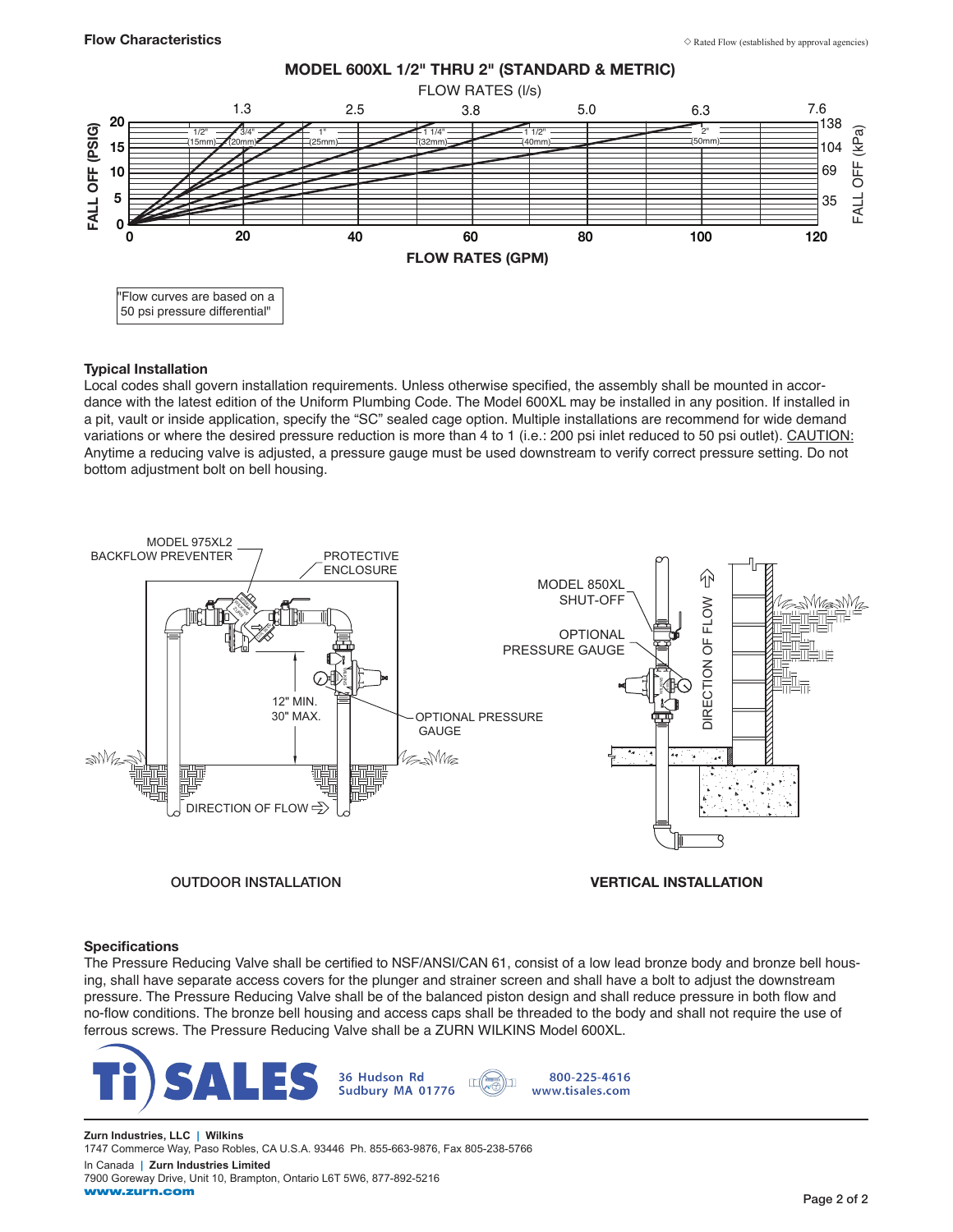**Flow Characteristics**

◇ Rated Flow (established by approval agencies)

**MODEL 600XL 1/2" THRU 2" (STANDARD & METRIC)**

FLOW RATES (l/s)

1.3 2.5 3.8 5.0 6.3 7.6

FALL OFF (PSIG)

20 15 10 5 0

FALL OFF (kPa)

138 104 69 35

1/2" (15mm) 3/4" (20mm) 1" (25mm) 1 1/4" (32mm) 1 1/2" (40mm) 2" (50mm)

0 20 40 60 80 100 120

**FLOW RATES (GPM)**

"Flow curves are based on a 50 psi pressure differential"

### Typical Installation

Local codes shall govern installation requirements. Unless otherwise specified, the assembly shall be mounted in accordance with the latest edition of the Uniform Plumbing Code. The Model 600XL may be installed in any position. If installed in a pit, vault or inside application, specify the "SC" sealed cage option. Multiple installations are recommend for wide demand variations or where the desired pressure reduction is more than 4 to 1 (i.e.: 200 psi inlet reduced to 50 psi outlet). CAUTION: Anytime a reducing valve is adjusted, a pressure gauge must be used downstream to verify correct pressure setting. Do not bottom adjustment bolt on bell housing.

MODEL 975XL2 BACKFLOW PREVENTER

PROTECTIVE ENCLOSURE

12" MIN. 30" MAX.

OPTIONAL PRESSURE GAUGE

DIRECTION OF FLOW

MODEL 850XL SHUT-OFF

OPTIONAL PRESSURE GAUGE

DIRECTION OF FLOW

**OUTDOOR INSTALLATION**

**VERTICAL INSTALLATION**

### Specifications

The Pressure Reducing Valve shall be certified to NSF/ANSI/CAN 61, consist of a low lead bronze body and bronze bell housing, shall have separate access covers for the plunger and strainer screen and shall have a bolt to adjust the downstream pressure. The Pressure Reducing Valve shall be of the balanced piston design and shall reduce pressure in both flow and no-flow conditions. The bronze bell housing and access caps shall be threaded to the body and shall not require the use of ferrous screws. The Pressure Reducing Valve shall be a ZURN WILKINS Model 600XL.

Ti SALES 36 Hudson Rd Sudbury MA 01776 800-225-4616 www.tisales.com

**Zurn Industries, LLC | Wilkins**
1747 Commerce Way, Paso Robles, CA U.S.A. 93446 Ph. 855-663-9876, Fax 805-238-5766

In Canada | **Zurn Industries Limited**
7900 Goreway Drive, Unit 10, Brampton, Ontario L6T 5W6, 877-892-5216

**www.zurn.com**